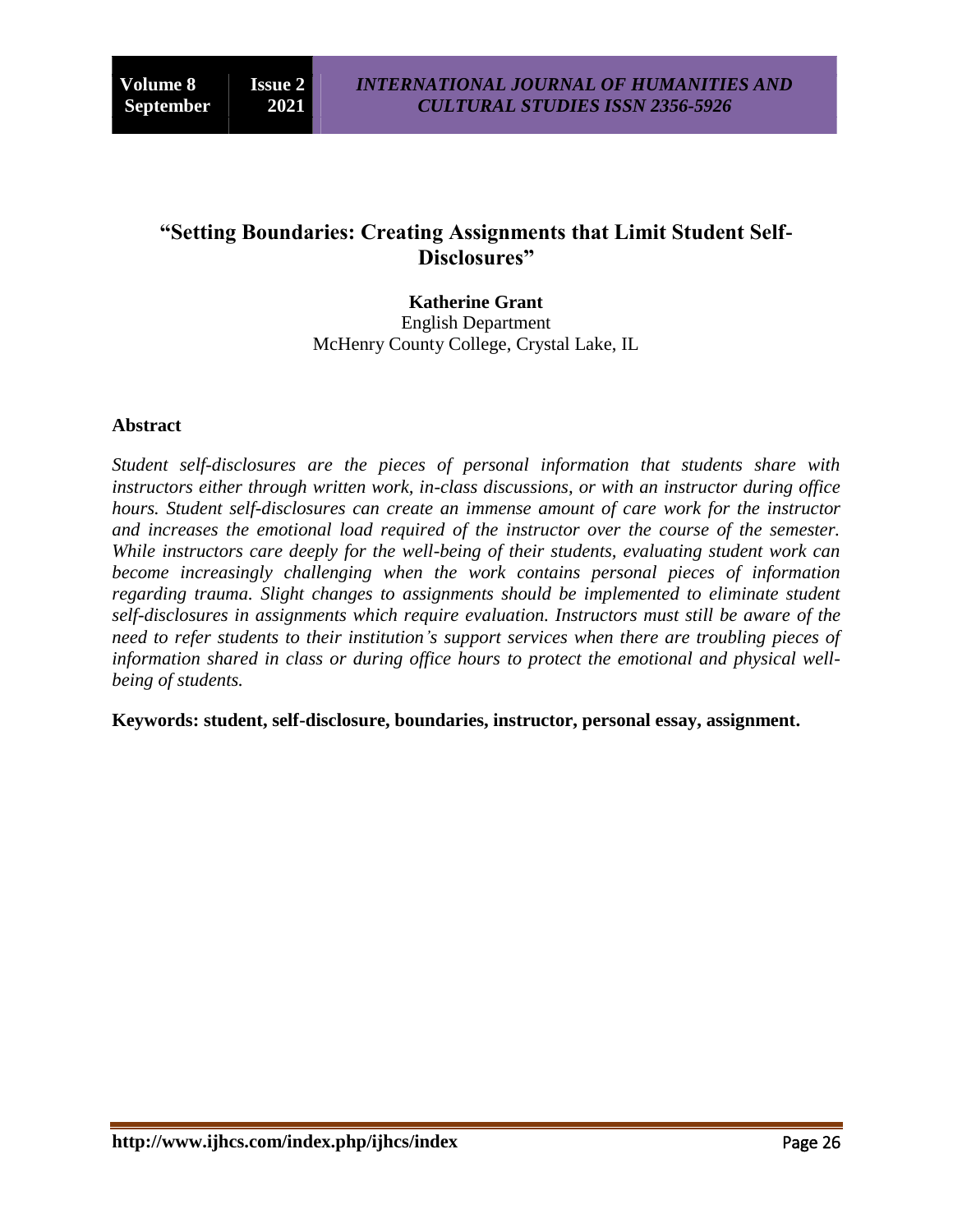# "Setting Boundaries: Creating Assignments that Limit Student Self-Disclosures"

**Katherine Grant**
English Department
McHenry County College, Crystal Lake, IL

## Abstract

*Student self-disclosures are the pieces of personal information that students share with instructors either through written work, in-class discussions, or with an instructor during office hours. Student self-disclosures can create an immense amount of care work for the instructor and increases the emotional load required of the instructor over the course of the semester. While instructors care deeply for the well-being of their students, evaluating student work can become increasingly challenging when the work contains personal pieces of information regarding trauma. Slight changes to assignments should be implemented to eliminate student self-disclosures in assignments which require evaluation. Instructors must still be aware of the need to refer students to their institution's support services when there are troubling pieces of information shared in class or during office hours to protect the emotional and physical well-being of students.*

**Keywords: student, self-disclosure, boundaries, instructor, personal essay, assignment.**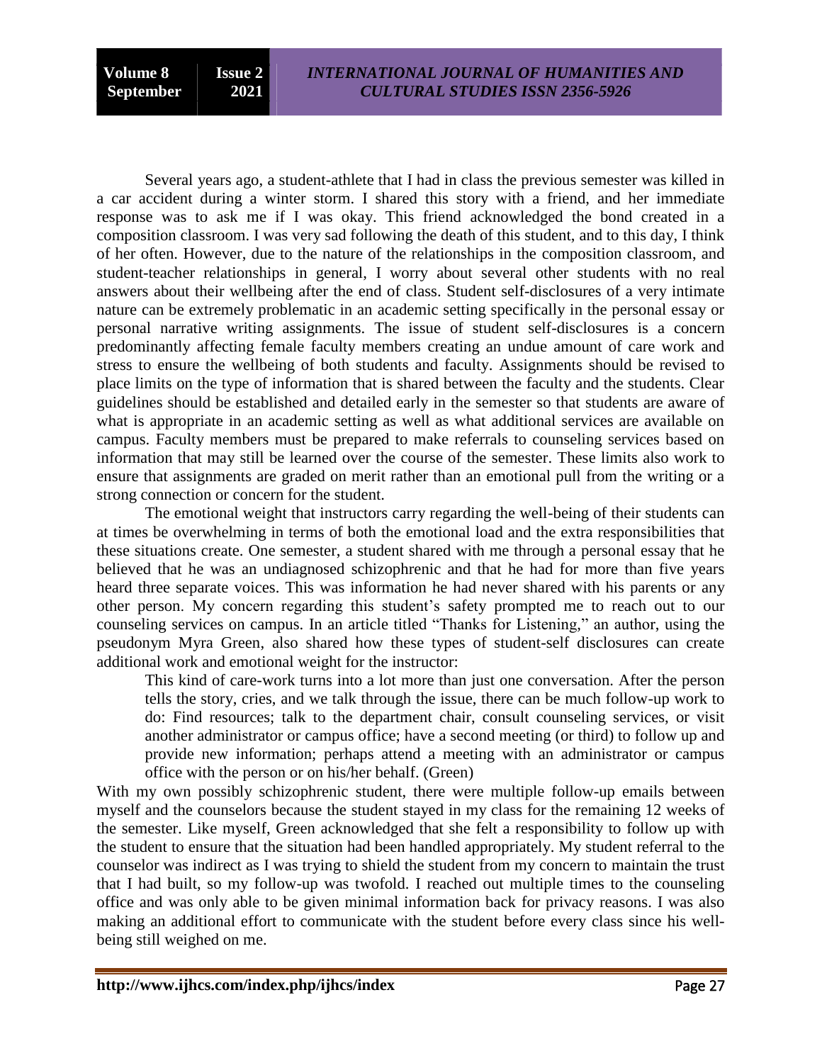Several years ago, a student-athlete that I had in class the previous semester was killed in a car accident during a winter storm. I shared this story with a friend, and her immediate response was to ask me if I was okay. This friend acknowledged the bond created in a composition classroom. I was very sad following the death of this student, and to this day, I think of her often. However, due to the nature of the relationships in the composition classroom, and student-teacher relationships in general, I worry about several other students with no real answers about their wellbeing after the end of class. Student self-disclosures of a very intimate nature can be extremely problematic in an academic setting specifically in the personal essay or personal narrative writing assignments. The issue of student self-disclosures is a concern predominantly affecting female faculty members creating an undue amount of care work and stress to ensure the wellbeing of both students and faculty. Assignments should be revised to place limits on the type of information that is shared between the faculty and the students. Clear guidelines should be established and detailed early in the semester so that students are aware of what is appropriate in an academic setting as well as what additional services are available on campus. Faculty members must be prepared to make referrals to counseling services based on information that may still be learned over the course of the semester. These limits also work to ensure that assignments are graded on merit rather than an emotional pull from the writing or a strong connection or concern for the student.

The emotional weight that instructors carry regarding the well-being of their students can at times be overwhelming in terms of both the emotional load and the extra responsibilities that these situations create. One semester, a student shared with me through a personal essay that he believed that he was an undiagnosed schizophrenic and that he had for more than five years heard three separate voices. This was information he had never shared with his parents or any other person. My concern regarding this student's safety prompted me to reach out to our counseling services on campus. In an article titled "Thanks for Listening," an author, using the pseudonym Myra Green, also shared how these types of student-self disclosures can create additional work and emotional weight for the instructor:

> This kind of care-work turns into a lot more than just one conversation. After the person tells the story, cries, and we talk through the issue, there can be much follow-up work to do: Find resources; talk to the department chair, consult counseling services, or visit another administrator or campus office; have a second meeting (or third) to follow up and provide new information; perhaps attend a meeting with an administrator or campus office with the person or on his/her behalf. (Green)

With my own possibly schizophrenic student, there were multiple follow-up emails between myself and the counselors because the student stayed in my class for the remaining 12 weeks of the semester. Like myself, Green acknowledged that she felt a responsibility to follow up with the student to ensure that the situation had been handled appropriately. My student referral to the counselor was indirect as I was trying to shield the student from my concern to maintain the trust that I had built, so my follow-up was twofold. I reached out multiple times to the counseling office and was only able to be given minimal information back for privacy reasons. I was also making an additional effort to communicate with the student before every class since his well-being still weighed on me.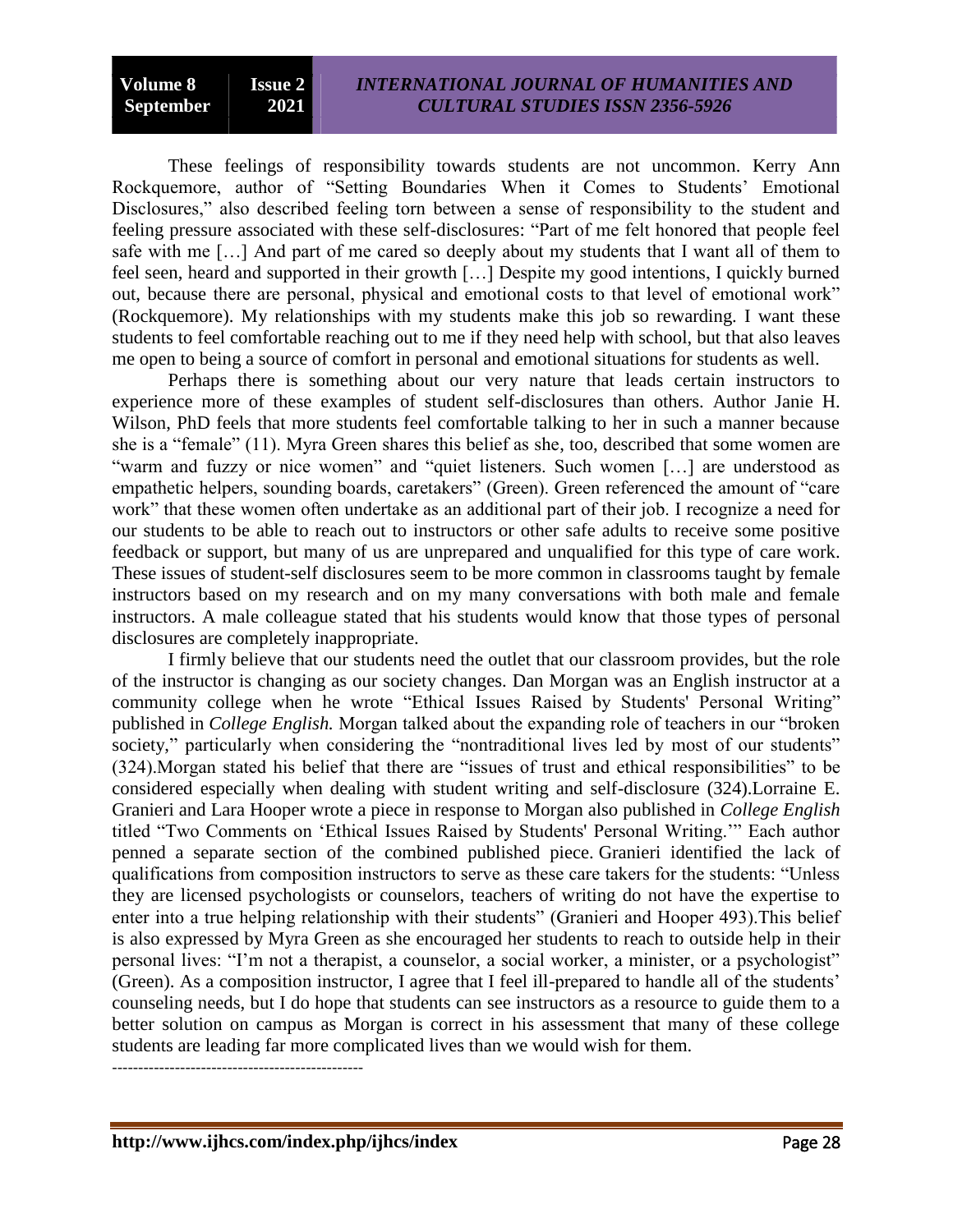These feelings of responsibility towards students are not uncommon. Kerry Ann Rockquemore, author of "Setting Boundaries When it Comes to Students' Emotional Disclosures," also described feeling torn between a sense of responsibility to the student and feeling pressure associated with these self-disclosures: "Part of me felt honored that people feel safe with me […] And part of me cared so deeply about my students that I want all of them to feel seen, heard and supported in their growth […] Despite my good intentions, I quickly burned out, because there are personal, physical and emotional costs to that level of emotional work" (Rockquemore). My relationships with my students make this job so rewarding. I want these students to feel comfortable reaching out to me if they need help with school, but that also leaves me open to being a source of comfort in personal and emotional situations for students as well.

Perhaps there is something about our very nature that leads certain instructors to experience more of these examples of student self-disclosures than others. Author Janie H. Wilson, PhD feels that more students feel comfortable talking to her in such a manner because she is a "female" (11). Myra Green shares this belief as she, too, described that some women are "warm and fuzzy or nice women" and "quiet listeners. Such women […] are understood as empathetic helpers, sounding boards, caretakers" (Green). Green referenced the amount of "care work" that these women often undertake as an additional part of their job. I recognize a need for our students to be able to reach out to instructors or other safe adults to receive some positive feedback or support, but many of us are unprepared and unqualified for this type of care work. These issues of student-self disclosures seem to be more common in classrooms taught by female instructors based on my research and on my many conversations with both male and female instructors. A male colleague stated that his students would know that those types of personal disclosures are completely inappropriate.

I firmly believe that our students need the outlet that our classroom provides, but the role of the instructor is changing as our society changes. Dan Morgan was an English instructor at a community college when he wrote "Ethical Issues Raised by Students' Personal Writing" published in *College English.* Morgan talked about the expanding role of teachers in our "broken society," particularly when considering the "nontraditional lives led by most of our students" (324).Morgan stated his belief that there are "issues of trust and ethical responsibilities" to be considered especially when dealing with student writing and self-disclosure (324).Lorraine E. Granieri and Lara Hooper wrote a piece in response to Morgan also published in *College English* titled "Two Comments on 'Ethical Issues Raised by Students' Personal Writing.'" Each author penned a separate section of the combined published piece. Granieri identified the lack of qualifications from composition instructors to serve as these care takers for the students: "Unless they are licensed psychologists or counselors, teachers of writing do not have the expertise to enter into a true helping relationship with their students" (Granieri and Hooper 493).This belief is also expressed by Myra Green as she encouraged her students to reach to outside help in their personal lives: "I'm not a therapist, a counselor, a social worker, a minister, or a psychologist" (Green). As a composition instructor, I agree that I feel ill-prepared to handle all of the students' counseling needs, but I do hope that students can see instructors as a resource to guide them to a better solution on campus as Morgan is correct in his assessment that many of these college students are leading far more complicated lives than we would wish for them.

-------------------------------------------------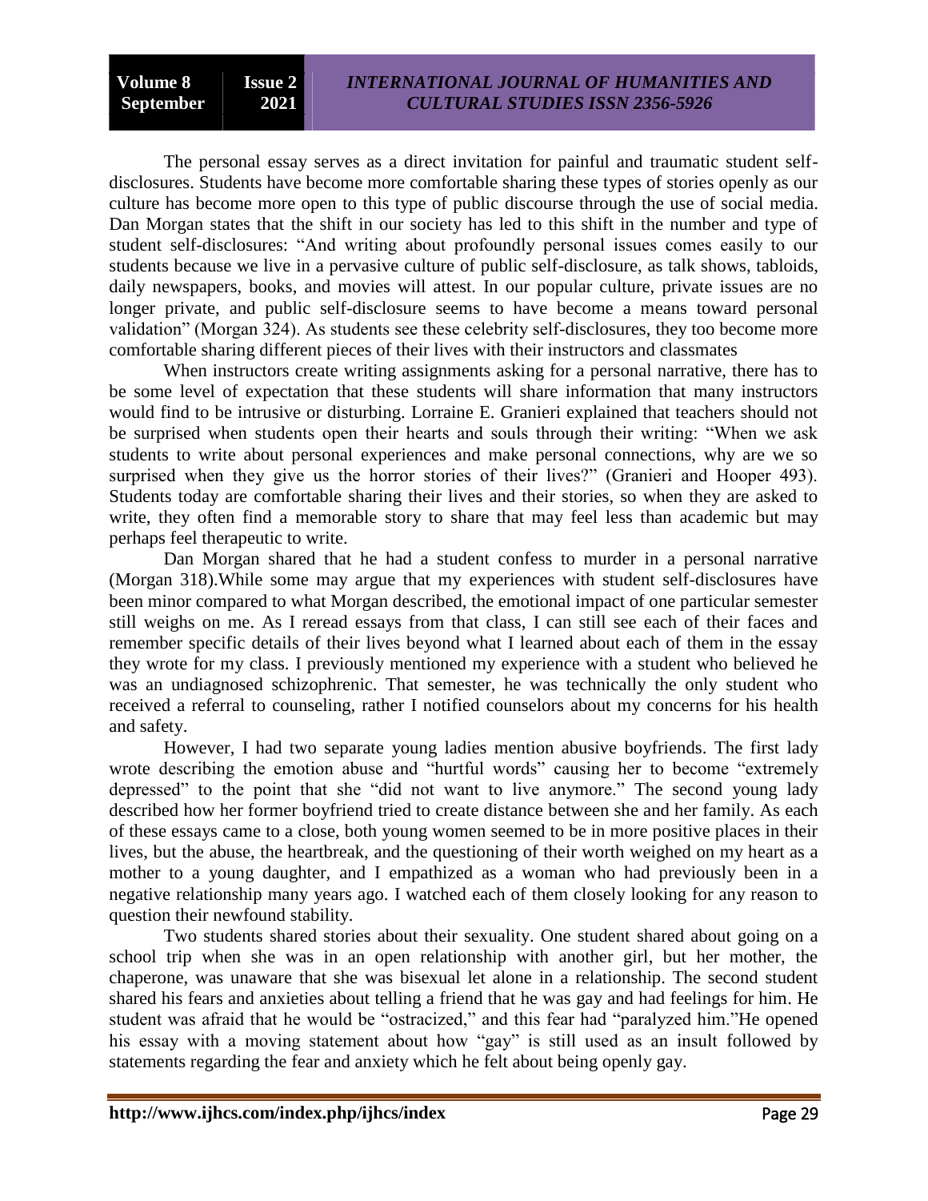The personal essay serves as a direct invitation for painful and traumatic student self-disclosures. Students have become more comfortable sharing these types of stories openly as our culture has become more open to this type of public discourse through the use of social media. Dan Morgan states that the shift in our society has led to this shift in the number and type of student self-disclosures: "And writing about profoundly personal issues comes easily to our students because we live in a pervasive culture of public self-disclosure, as talk shows, tabloids, daily newspapers, books, and movies will attest. In our popular culture, private issues are no longer private, and public self-disclosure seems to have become a means toward personal validation" (Morgan 324). As students see these celebrity self-disclosures, they too become more comfortable sharing different pieces of their lives with their instructors and classmates

When instructors create writing assignments asking for a personal narrative, there has to be some level of expectation that these students will share information that many instructors would find to be intrusive or disturbing. Lorraine E. Granieri explained that teachers should not be surprised when students open their hearts and souls through their writing: "When we ask students to write about personal experiences and make personal connections, why are we so surprised when they give us the horror stories of their lives?" (Granieri and Hooper 493). Students today are comfortable sharing their lives and their stories, so when they are asked to write, they often find a memorable story to share that may feel less than academic but may perhaps feel therapeutic to write.

Dan Morgan shared that he had a student confess to murder in a personal narrative (Morgan 318).While some may argue that my experiences with student self-disclosures have been minor compared to what Morgan described, the emotional impact of one particular semester still weighs on me. As I reread essays from that class, I can still see each of their faces and remember specific details of their lives beyond what I learned about each of them in the essay they wrote for my class. I previously mentioned my experience with a student who believed he was an undiagnosed schizophrenic. That semester, he was technically the only student who received a referral to counseling, rather I notified counselors about my concerns for his health and safety.

However, I had two separate young ladies mention abusive boyfriends. The first lady wrote describing the emotion abuse and "hurtful words" causing her to become "extremely depressed" to the point that she "did not want to live anymore." The second young lady described how her former boyfriend tried to create distance between she and her family. As each of these essays came to a close, both young women seemed to be in more positive places in their lives, but the abuse, the heartbreak, and the questioning of their worth weighed on my heart as a mother to a young daughter, and I empathized as a woman who had previously been in a negative relationship many years ago. I watched each of them closely looking for any reason to question their newfound stability.

Two students shared stories about their sexuality. One student shared about going on a school trip when she was in an open relationship with another girl, but her mother, the chaperone, was unaware that she was bisexual let alone in a relationship. The second student shared his fears and anxieties about telling a friend that he was gay and had feelings for him. He student was afraid that he would be "ostracized," and this fear had "paralyzed him."He opened his essay with a moving statement about how "gay" is still used as an insult followed by statements regarding the fear and anxiety which he felt about being openly gay.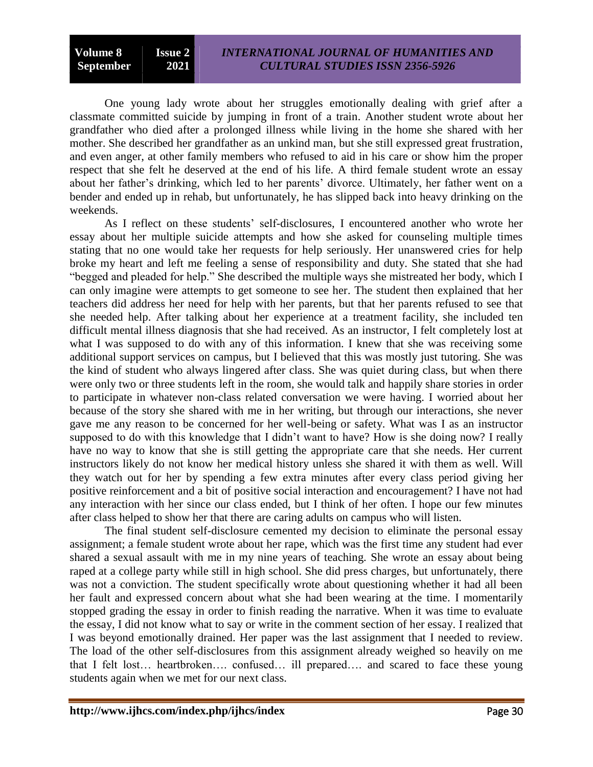One young lady wrote about her struggles emotionally dealing with grief after a classmate committed suicide by jumping in front of a train. Another student wrote about her grandfather who died after a prolonged illness while living in the home she shared with her mother. She described her grandfather as an unkind man, but she still expressed great frustration, and even anger, at other family members who refused to aid in his care or show him the proper respect that she felt he deserved at the end of his life. A third female student wrote an essay about her father's drinking, which led to her parents' divorce. Ultimately, her father went on a bender and ended up in rehab, but unfortunately, he has slipped back into heavy drinking on the weekends.

As I reflect on these students' self-disclosures, I encountered another who wrote her essay about her multiple suicide attempts and how she asked for counseling multiple times stating that no one would take her requests for help seriously. Her unanswered cries for help broke my heart and left me feeling a sense of responsibility and duty. She stated that she had "begged and pleaded for help." She described the multiple ways she mistreated her body, which I can only imagine were attempts to get someone to see her. The student then explained that her teachers did address her need for help with her parents, but that her parents refused to see that she needed help. After talking about her experience at a treatment facility, she included ten difficult mental illness diagnosis that she had received. As an instructor, I felt completely lost at what I was supposed to do with any of this information. I knew that she was receiving some additional support services on campus, but I believed that this was mostly just tutoring. She was the kind of student who always lingered after class. She was quiet during class, but when there were only two or three students left in the room, she would talk and happily share stories in order to participate in whatever non-class related conversation we were having. I worried about her because of the story she shared with me in her writing, but through our interactions, she never gave me any reason to be concerned for her well-being or safety. What was I as an instructor supposed to do with this knowledge that I didn't want to have? How is she doing now? I really have no way to know that she is still getting the appropriate care that she needs. Her current instructors likely do not know her medical history unless she shared it with them as well. Will they watch out for her by spending a few extra minutes after every class period giving her positive reinforcement and a bit of positive social interaction and encouragement? I have not had any interaction with her since our class ended, but I think of her often. I hope our few minutes after class helped to show her that there are caring adults on campus who will listen.

The final student self-disclosure cemented my decision to eliminate the personal essay assignment; a female student wrote about her rape, which was the first time any student had ever shared a sexual assault with me in my nine years of teaching. She wrote an essay about being raped at a college party while still in high school. She did press charges, but unfortunately, there was not a conviction. The student specifically wrote about questioning whether it had all been her fault and expressed concern about what she had been wearing at the time. I momentarily stopped grading the essay in order to finish reading the narrative. When it was time to evaluate the essay, I did not know what to say or write in the comment section of her essay. I realized that I was beyond emotionally drained. Her paper was the last assignment that I needed to review. The load of the other self-disclosures from this assignment already weighed so heavily on me that I felt lost… heartbroken…. confused… ill prepared…. and scared to face these young students again when we met for our next class.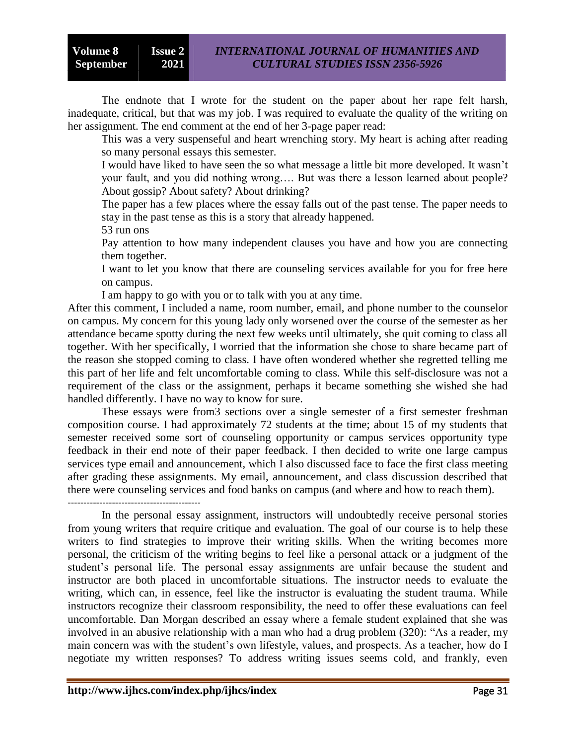The endnote that I wrote for the student on the paper about her rape felt harsh, inadequate, critical, but that was my job. I was required to evaluate the quality of the writing on her assignment. The end comment at the end of her 3-page paper read:

> This was a very suspenseful and heart wrenching story. My heart is aching after reading so many personal essays this semester.
>
> I would have liked to have seen the so what message a little bit more developed. It wasn't your fault, and you did nothing wrong…. But was there a lesson learned about people? About gossip? About safety? About drinking?
>
> The paper has a few places where the essay falls out of the past tense. The paper needs to stay in the past tense as this is a story that already happened.
>
> 53 run ons
>
> Pay attention to how many independent clauses you have and how you are connecting them together.
>
> I want to let you know that there are counseling services available for you for free here on campus.
>
> I am happy to go with you or to talk with you at any time.

After this comment, I included a name, room number, email, and phone number to the counselor on campus. My concern for this young lady only worsened over the course of the semester as her attendance became spotty during the next few weeks until ultimately, she quit coming to class all together. With her specifically, I worried that the information she chose to share became part of the reason she stopped coming to class. I have often wondered whether she regretted telling me this part of her life and felt uncomfortable coming to class. While this self-disclosure was not a requirement of the class or the assignment, perhaps it became something she wished she had handled differently. I have no way to know for sure.

These essays were from3 sections over a single semester of a first semester freshman composition course. I had approximately 72 students at the time; about 15 of my students that semester received some sort of counseling opportunity or campus services opportunity type feedback in their end note of their paper feedback. I then decided to write one large campus services type email and announcement, which I also discussed face to face the first class meeting after grading these assignments. My email, announcement, and class discussion described that there were counseling services and food banks on campus (and where and how to reach them).

---

In the personal essay assignment, instructors will undoubtedly receive personal stories from young writers that require critique and evaluation. The goal of our course is to help these writers to find strategies to improve their writing skills. When the writing becomes more personal, the criticism of the writing begins to feel like a personal attack or a judgment of the student's personal life. The personal essay assignments are unfair because the student and instructor are both placed in uncomfortable situations. The instructor needs to evaluate the writing, which can, in essence, feel like the instructor is evaluating the student trauma. While instructors recognize their classroom responsibility, the need to offer these evaluations can feel uncomfortable. Dan Morgan described an essay where a female student explained that she was involved in an abusive relationship with a man who had a drug problem (320): "As a reader, my main concern was with the student's own lifestyle, values, and prospects. As a teacher, how do I negotiate my written responses? To address writing issues seems cold, and frankly, even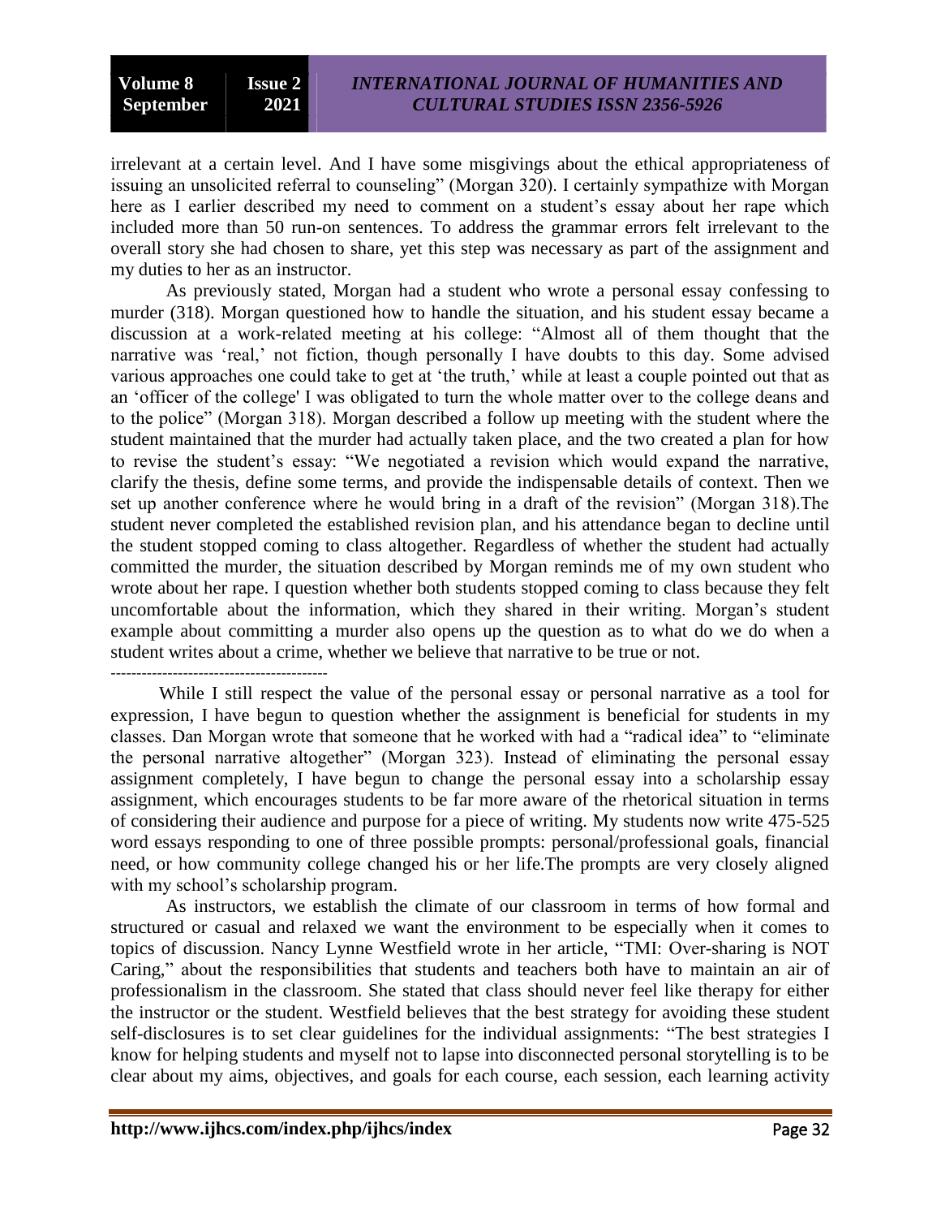irrelevant at a certain level. And I have some misgivings about the ethical appropriateness of issuing an unsolicited referral to counseling" (Morgan 320). I certainly sympathize with Morgan here as I earlier described my need to comment on a student's essay about her rape which included more than 50 run-on sentences. To address the grammar errors felt irrelevant to the overall story she had chosen to share, yet this step was necessary as part of the assignment and my duties to her as an instructor.

As previously stated, Morgan had a student who wrote a personal essay confessing to murder (318). Morgan questioned how to handle the situation, and his student essay became a discussion at a work-related meeting at his college: "Almost all of them thought that the narrative was 'real,' not fiction, though personally I have doubts to this day. Some advised various approaches one could take to get at 'the truth,' while at least a couple pointed out that as an 'officer of the college' I was obligated to turn the whole matter over to the college deans and to the police" (Morgan 318). Morgan described a follow up meeting with the student where the student maintained that the murder had actually taken place, and the two created a plan for how to revise the student's essay: "We negotiated a revision which would expand the narrative, clarify the thesis, define some terms, and provide the indispensable details of context. Then we set up another conference where he would bring in a draft of the revision" (Morgan 318).The student never completed the established revision plan, and his attendance began to decline until the student stopped coming to class altogether. Regardless of whether the student had actually committed the murder, the situation described by Morgan reminds me of my own student who wrote about her rape. I question whether both students stopped coming to class because they felt uncomfortable about the information, which they shared in their writing. Morgan's student example about committing a murder also opens up the question as to what do we do when a student writes about a crime, whether we believe that narrative to be true or not.

------------------------------------------

While I still respect the value of the personal essay or personal narrative as a tool for expression, I have begun to question whether the assignment is beneficial for students in my classes. Dan Morgan wrote that someone that he worked with had a "radical idea" to "eliminate the personal narrative altogether" (Morgan 323). Instead of eliminating the personal essay assignment completely, I have begun to change the personal essay into a scholarship essay assignment, which encourages students to be far more aware of the rhetorical situation in terms of considering their audience and purpose for a piece of writing. My students now write 475-525 word essays responding to one of three possible prompts: personal/professional goals, financial need, or how community college changed his or her life.The prompts are very closely aligned with my school's scholarship program.

As instructors, we establish the climate of our classroom in terms of how formal and structured or casual and relaxed we want the environment to be especially when it comes to topics of discussion. Nancy Lynne Westfield wrote in her article, "TMI: Over-sharing is NOT Caring," about the responsibilities that students and teachers both have to maintain an air of professionalism in the classroom. She stated that class should never feel like therapy for either the instructor or the student. Westfield believes that the best strategy for avoiding these student self-disclosures is to set clear guidelines for the individual assignments: "The best strategies I know for helping students and myself not to lapse into disconnected personal storytelling is to be clear about my aims, objectives, and goals for each course, each session, each learning activity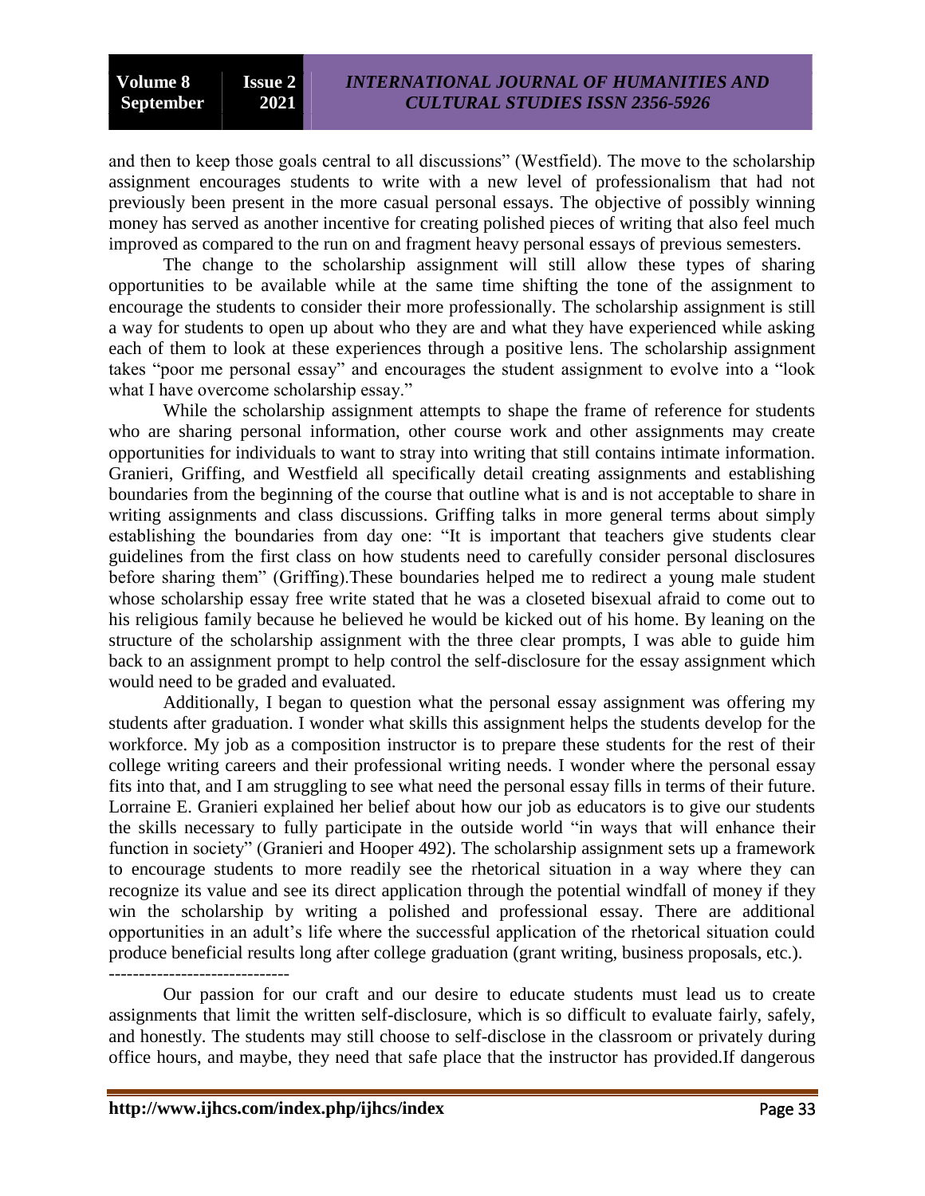and then to keep those goals central to all discussions" (Westfield). The move to the scholarship assignment encourages students to write with a new level of professionalism that had not previously been present in the more casual personal essays. The objective of possibly winning money has served as another incentive for creating polished pieces of writing that also feel much improved as compared to the run on and fragment heavy personal essays of previous semesters.

The change to the scholarship assignment will still allow these types of sharing opportunities to be available while at the same time shifting the tone of the assignment to encourage the students to consider their more professionally. The scholarship assignment is still a way for students to open up about who they are and what they have experienced while asking each of them to look at these experiences through a positive lens. The scholarship assignment takes "poor me personal essay" and encourages the student assignment to evolve into a "look what I have overcome scholarship essay."

While the scholarship assignment attempts to shape the frame of reference for students who are sharing personal information, other course work and other assignments may create opportunities for individuals to want to stray into writing that still contains intimate information. Granieri, Griffing, and Westfield all specifically detail creating assignments and establishing boundaries from the beginning of the course that outline what is and is not acceptable to share in writing assignments and class discussions. Griffing talks in more general terms about simply establishing the boundaries from day one: "It is important that teachers give students clear guidelines from the first class on how students need to carefully consider personal disclosures before sharing them" (Griffing).These boundaries helped me to redirect a young male student whose scholarship essay free write stated that he was a closeted bisexual afraid to come out to his religious family because he believed he would be kicked out of his home. By leaning on the structure of the scholarship assignment with the three clear prompts, I was able to guide him back to an assignment prompt to help control the self-disclosure for the essay assignment which would need to be graded and evaluated.

Additionally, I began to question what the personal essay assignment was offering my students after graduation. I wonder what skills this assignment helps the students develop for the workforce. My job as a composition instructor is to prepare these students for the rest of their college writing careers and their professional writing needs. I wonder where the personal essay fits into that, and I am struggling to see what need the personal essay fills in terms of their future. Lorraine E. Granieri explained her belief about how our job as educators is to give our students the skills necessary to fully participate in the outside world "in ways that will enhance their function in society" (Granieri and Hooper 492). The scholarship assignment sets up a framework to encourage students to more readily see the rhetorical situation in a way where they can recognize its value and see its direct application through the potential windfall of money if they win the scholarship by writing a polished and professional essay. There are additional opportunities in an adult's life where the successful application of the rhetorical situation could produce beneficial results long after college graduation (grant writing, business proposals, etc.).

------------------------------

Our passion for our craft and our desire to educate students must lead us to create assignments that limit the written self-disclosure, which is so difficult to evaluate fairly, safely, and honestly. The students may still choose to self-disclose in the classroom or privately during office hours, and maybe, they need that safe place that the instructor has provided.If dangerous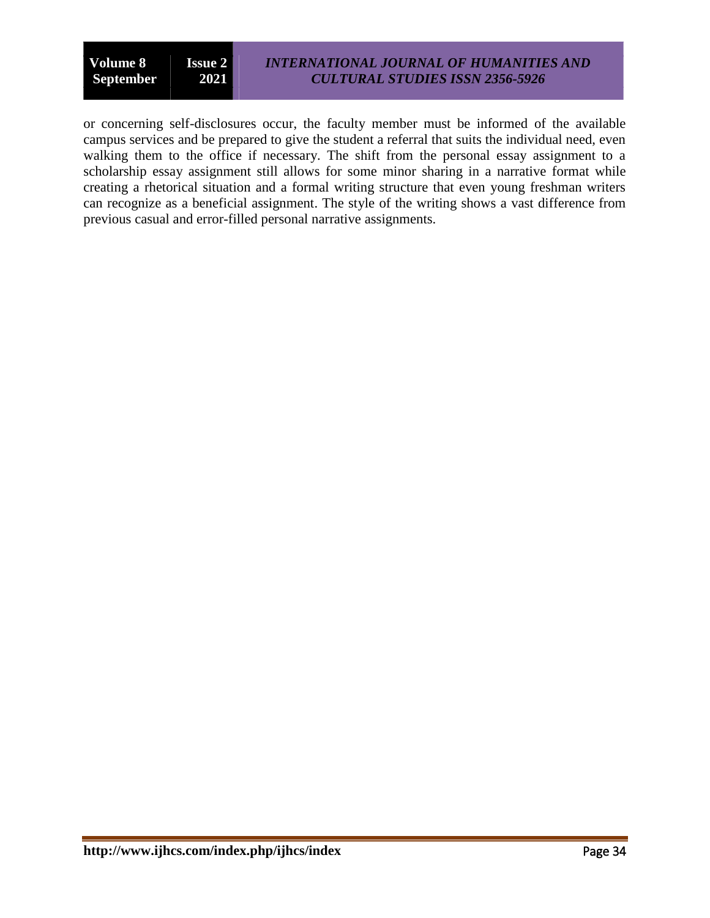or concerning self-disclosures occur, the faculty member must be informed of the available campus services and be prepared to give the student a referral that suits the individual need, even walking them to the office if necessary. The shift from the personal essay assignment to a scholarship essay assignment still allows for some minor sharing in a narrative format while creating a rhetorical situation and a formal writing structure that even young freshman writers can recognize as a beneficial assignment. The style of the writing shows a vast difference from previous casual and error-filled personal narrative assignments.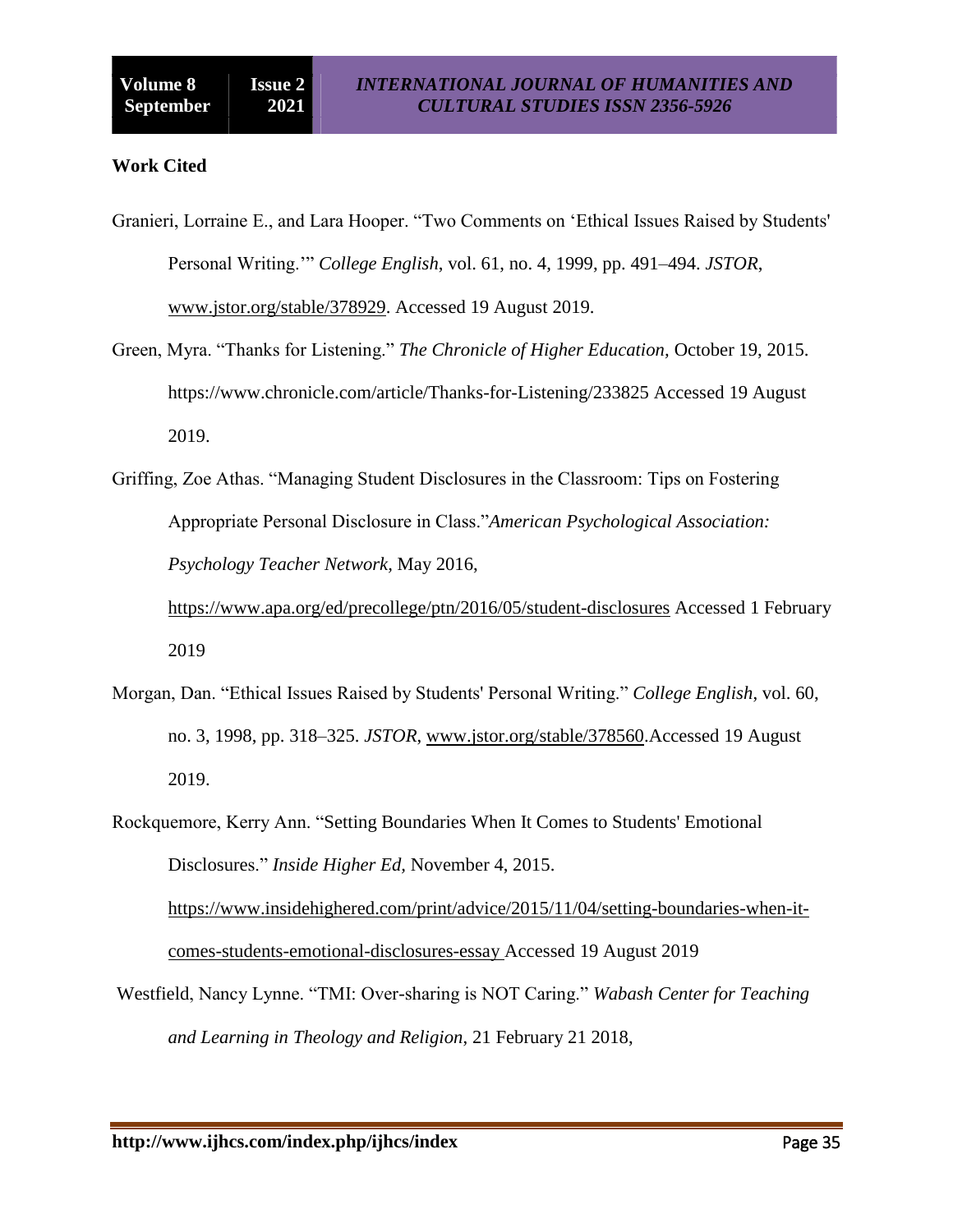## Work Cited

Granieri, Lorraine E., and Lara Hooper. "Two Comments on 'Ethical Issues Raised by Students' Personal Writing.'" *College English*, vol. 61, no. 4, 1999, pp. 491–494. *JSTOR*, www.jstor.org/stable/378929. Accessed 19 August 2019.

Green, Myra. "Thanks for Listening." *The Chronicle of Higher Education*, October 19, 2015. https://www.chronicle.com/article/Thanks-for-Listening/233825 Accessed 19 August 2019.

Griffing, Zoe Athas. "Managing Student Disclosures in the Classroom: Tips on Fostering Appropriate Personal Disclosure in Class."*American Psychological Association: Psychology Teacher Network*, May 2016, https://www.apa.org/ed/precollege/ptn/2016/05/student-disclosures Accessed 1 February 2019

Morgan, Dan. "Ethical Issues Raised by Students' Personal Writing." *College English*, vol. 60, no. 3, 1998, pp. 318–325. *JSTOR*, www.jstor.org/stable/378560.Accessed 19 August 2019.

Rockquemore, Kerry Ann. "Setting Boundaries When It Comes to Students' Emotional Disclosures." *Inside Higher Ed*, November 4, 2015. https://www.insidehighered.com/print/advice/2015/11/04/setting-boundaries-when-it-comes-students-emotional-disclosures-essay Accessed 19 August 2019

Westfield, Nancy Lynne. "TMI: Over-sharing is NOT Caring." *Wabash Center for Teaching and Learning in Theology and Religion*, 21 February 21 2018,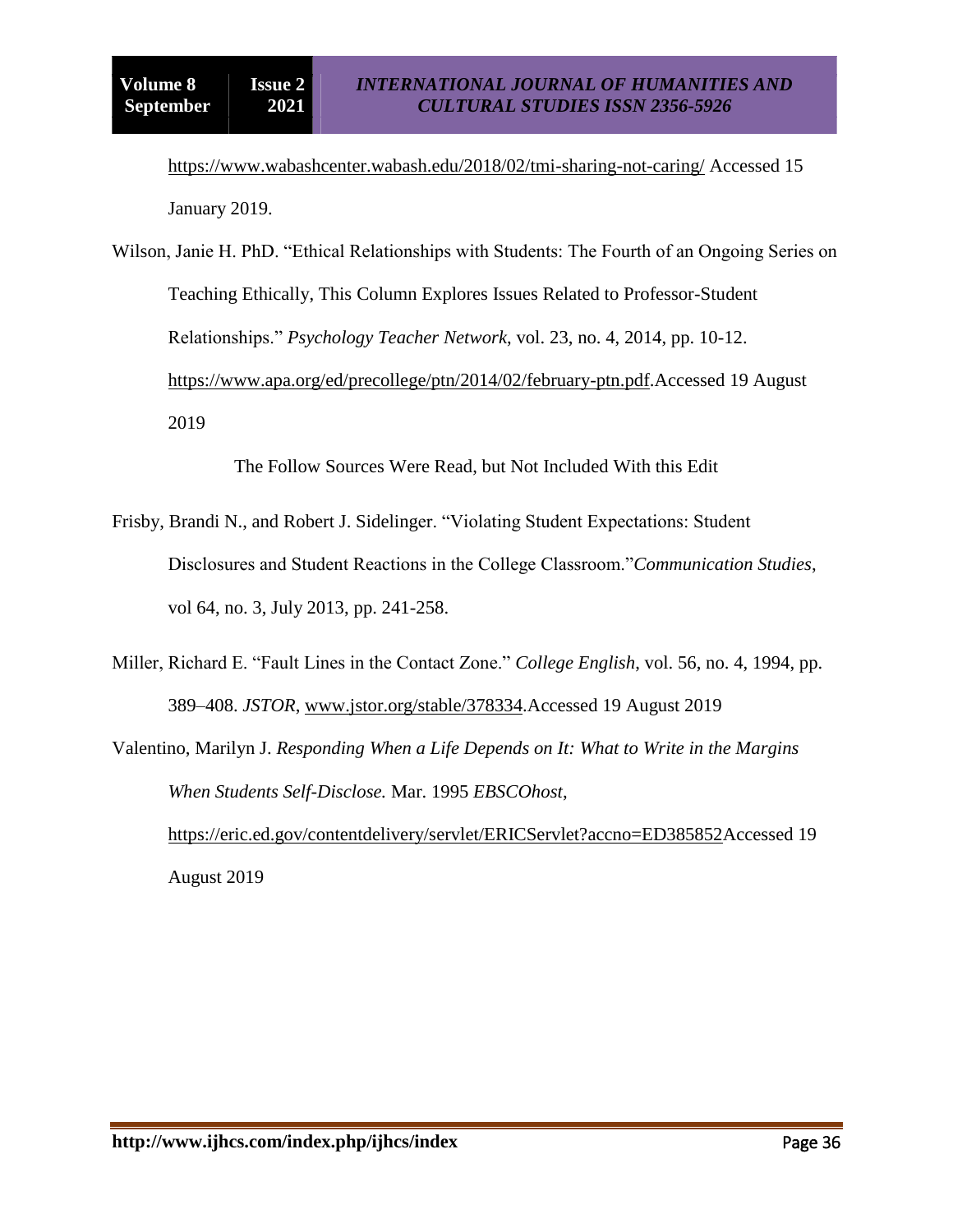https://www.wabashcenter.wabash.edu/2018/02/tmi-sharing-not-caring/ Accessed 15 January 2019.

Wilson, Janie H. PhD. "Ethical Relationships with Students: The Fourth of an Ongoing Series on Teaching Ethically, This Column Explores Issues Related to Professor-Student Relationships." *Psychology Teacher Network*, vol. 23, no. 4, 2014, pp. 10-12. https://www.apa.org/ed/precollege/ptn/2014/02/february-ptn.pdf.Accessed 19 August 2019

The Follow Sources Were Read, but Not Included With this Edit

Frisby, Brandi N., and Robert J. Sidelinger. "Violating Student Expectations: Student Disclosures and Student Reactions in the College Classroom."*Communication Studies*, vol 64, no. 3, July 2013, pp. 241-258.

Miller, Richard E. "Fault Lines in the Contact Zone." *College English*, vol. 56, no. 4, 1994, pp. 389–408. *JSTOR*, www.jstor.org/stable/378334.Accessed 19 August 2019

Valentino, Marilyn J. *Responding When a Life Depends on It: What to Write in the Margins When Students Self-Disclose.* Mar. 1995 *EBSCOhost*, https://eric.ed.gov/contentdelivery/servlet/ERICServlet?accno=ED385852Accessed 19 August 2019